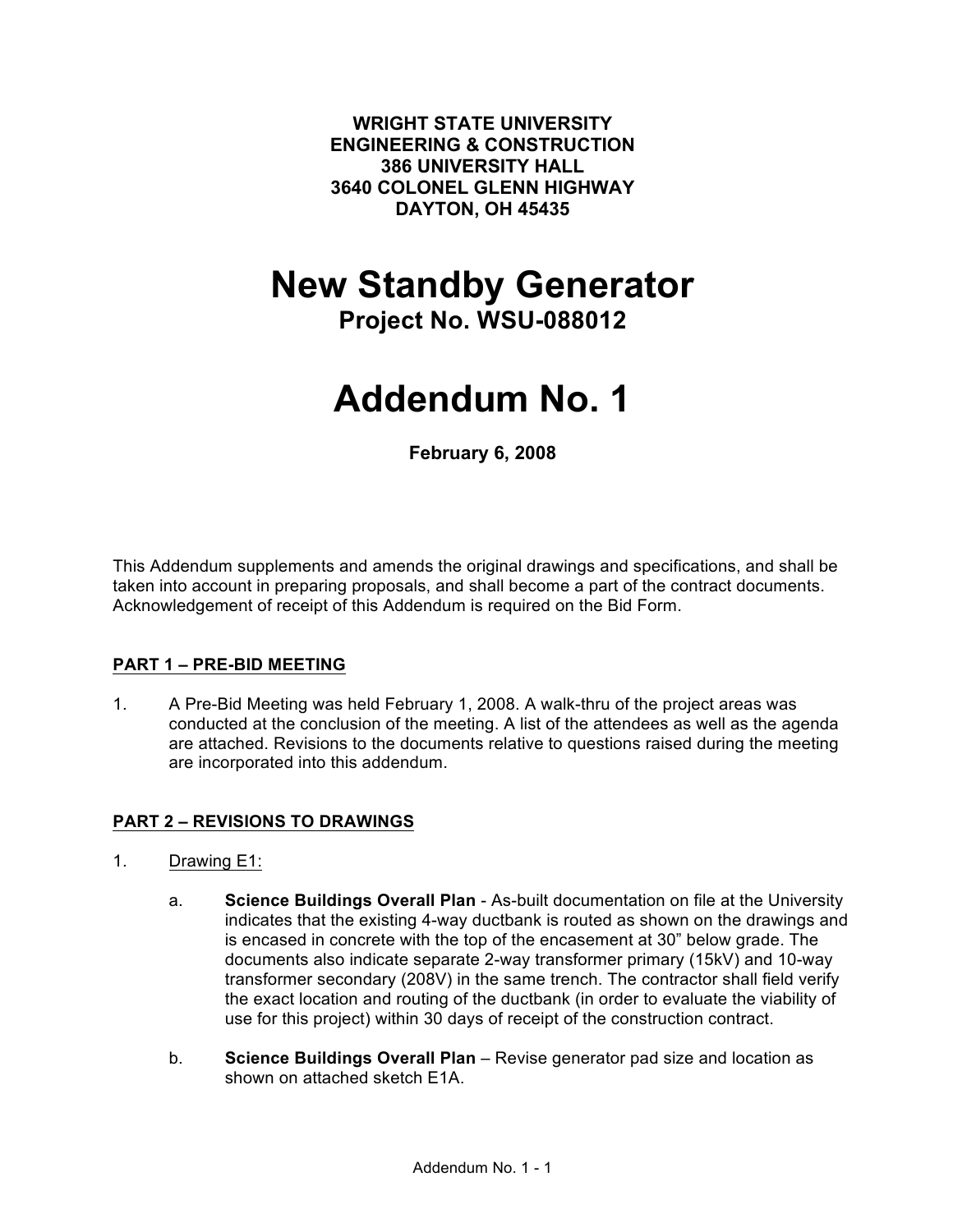**WRIGHT STATE UNIVERSITY**
**ENGINEERING & CONSTRUCTION**
**386 UNIVERSITY HALL**
**3640 COLONEL GLENN HIGHWAY**
**DAYTON, OH 45435**

# New Standby Generator

**Project No. WSU-088012**

# Addendum No. 1

**February 6, 2008**

This Addendum supplements and amends the original drawings and specifications, and shall be taken into account in preparing proposals, and shall become a part of the contract documents. Acknowledgement of receipt of this Addendum is required on the Bid Form.

## PART 1 – PRE-BID MEETING

1. A Pre-Bid Meeting was held February 1, 2008. A walk-thru of the project areas was conducted at the conclusion of the meeting. A list of the attendees as well as the agenda are attached. Revisions to the documents relative to questions raised during the meeting are incorporated into this addendum.

## PART 2 – REVISIONS TO DRAWINGS

1. Drawing E1:

   a. **Science Buildings Overall Plan** - As-built documentation on file at the University indicates that the existing 4-way ductbank is routed as shown on the drawings and is encased in concrete with the top of the encasement at 30" below grade. The documents also indicate separate 2-way transformer primary (15kV) and 10-way transformer secondary (208V) in the same trench. The contractor shall field verify the exact location and routing of the ductbank (in order to evaluate the viability of use for this project) within 30 days of receipt of the construction contract.

   b. **Science Buildings Overall Plan** – Revise generator pad size and location as shown on attached sketch E1A.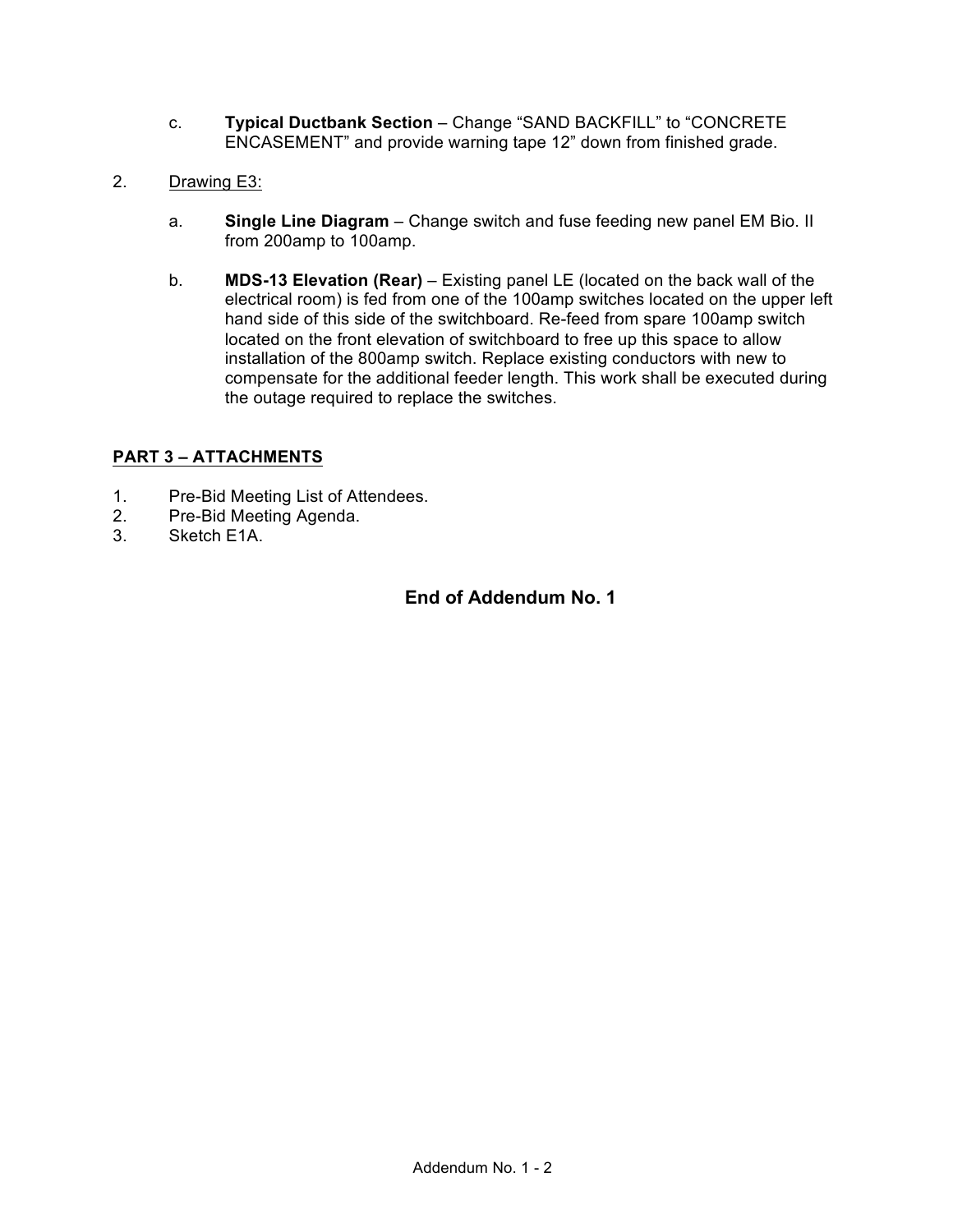c. **Typical Ductbank Section** – Change "SAND BACKFILL" to "CONCRETE ENCASEMENT" and provide warning tape 12" down from finished grade.

2. <u>Drawing E3:</u>

   a. **Single Line Diagram** – Change switch and fuse feeding new panel EM Bio. II from 200amp to 100amp.

   b. **MDS-13 Elevation (Rear)** – Existing panel LE (located on the back wall of the electrical room) is fed from one of the 100amp switches located on the upper left hand side of this side of the switchboard. Re-feed from spare 100amp switch located on the front elevation of switchboard to free up this space to allow installation of the 800amp switch. Replace existing conductors with new to compensate for the additional feeder length. This work shall be executed during the outage required to replace the switches.

## PART 3 – ATTACHMENTS

1. Pre-Bid Meeting List of Attendees.
2. Pre-Bid Meeting Agenda.
3. Sketch E1A.

### End of Addendum No. 1